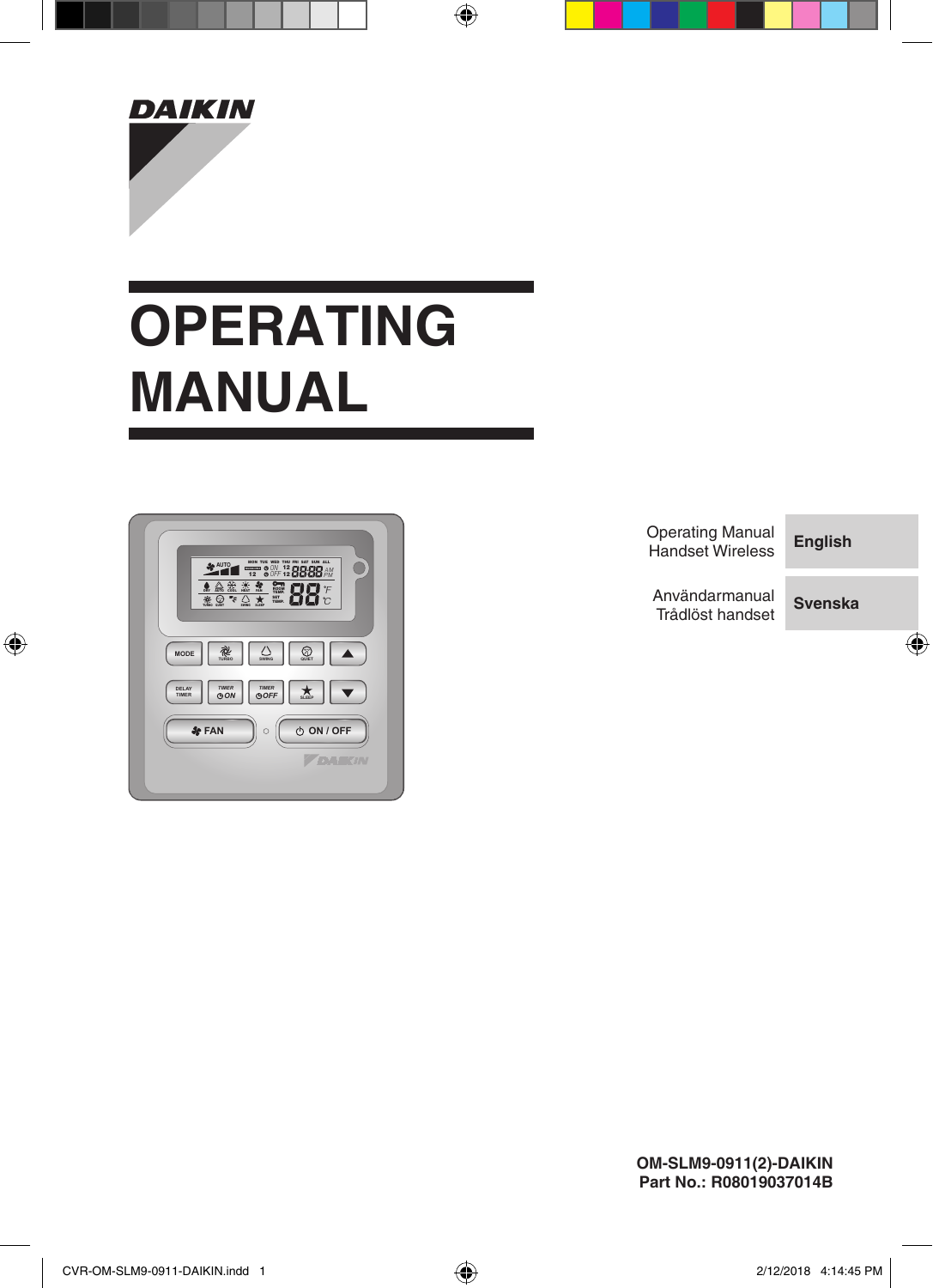DAIKIN

# OPERATING MANUAL

| Operating Manual Handset Wireless | **English** |
|---|---|
| Användarmanual Trådlöst handset | **Svenska** |

**OM-SLM9-0911(2)-DAIKIN**
**Part No.: R08019037014B**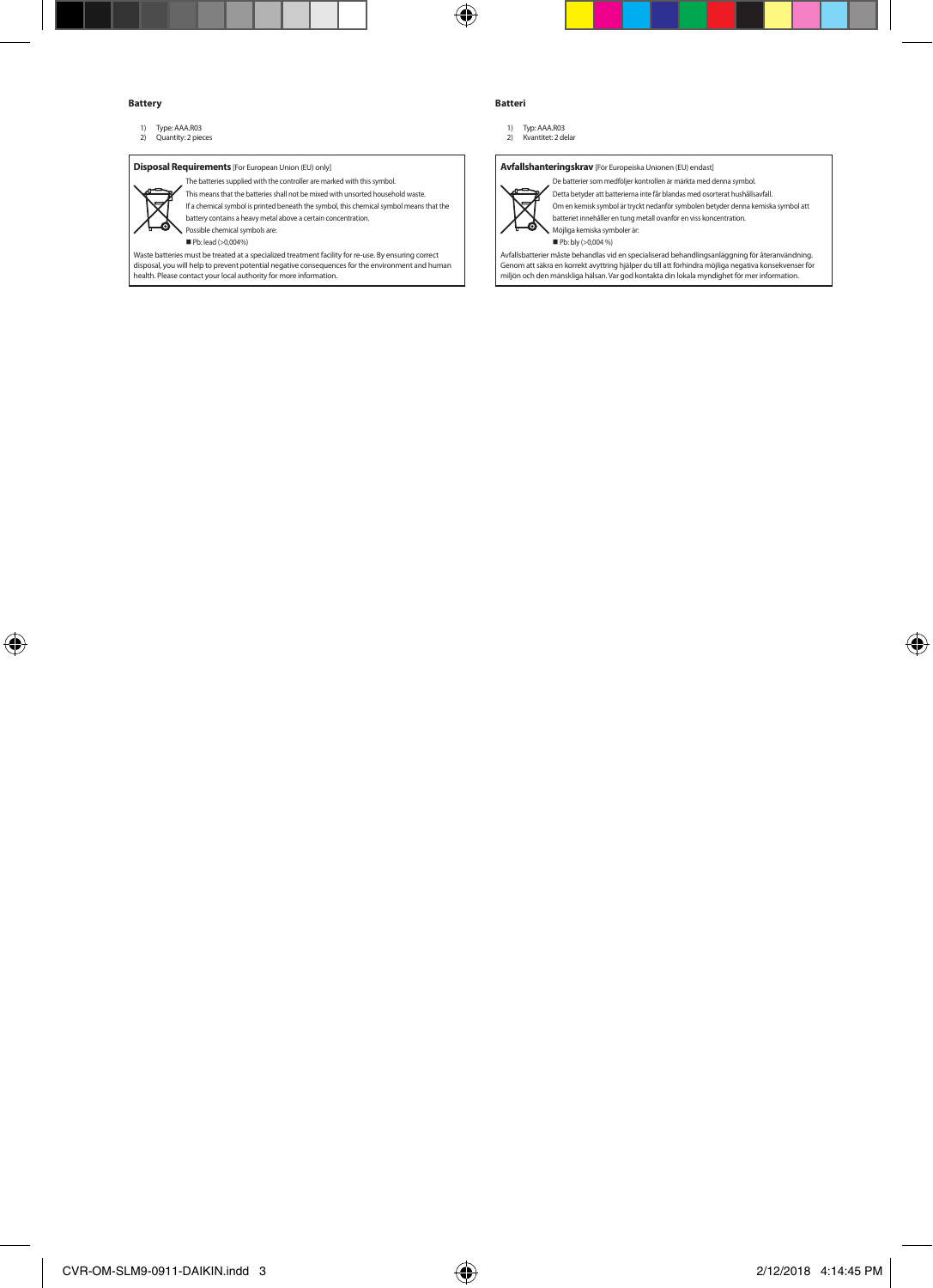**Battery**

1) Type: AAA.R03
2) Quantity: 2 pieces

**Disposal Requirements** [For European Union (EU) only]

The batteries supplied with the controller are marked with this symbol.
This means that the batteries shall not be mixed with unsorted household waste.
If a chemical symbol is printed beneath the symbol, this chemical symbol means that the battery contains a heavy metal above a certain concentration.
Possible chemical symbols are:

■ Pb: lead (>0,004%)

Waste batteries must be treated at a specialized treatment facility for re-use. By ensuring correct disposal, you will help to prevent potential negative consequences for the environment and human health. Please contact your local authority for more information.

**Batteri**

1) Typ: AAA.R03
2) Kvantitet: 2 delar

**Avfallshanteringskrav** [För Europeiska Unionen (EU) endast]

De batterier som medföljer kontrollen är märkta med denna symbol.
Detta betyder att batterierna inte får blandas med osorterat hushållsavfall.
Om en kemisk symbol är tryckt nedanför symbolen betyder denna kemiska symbol att batteriet innehåller en tung metall ovanför en viss koncentration.
Möjliga kemiska symboler är:

■ Pb: bly (>0,004 %)

Avfallsbatterier måste behandlas vid en specialiserad behandlingsanläggning för återanvändning. Genom att säkra en korrekt avyttring hjälper du till att förhindra möjliga negativa konsekvenser för miljön och den mänskliga hälsan. Var god kontakta din lokala myndighet för mer information.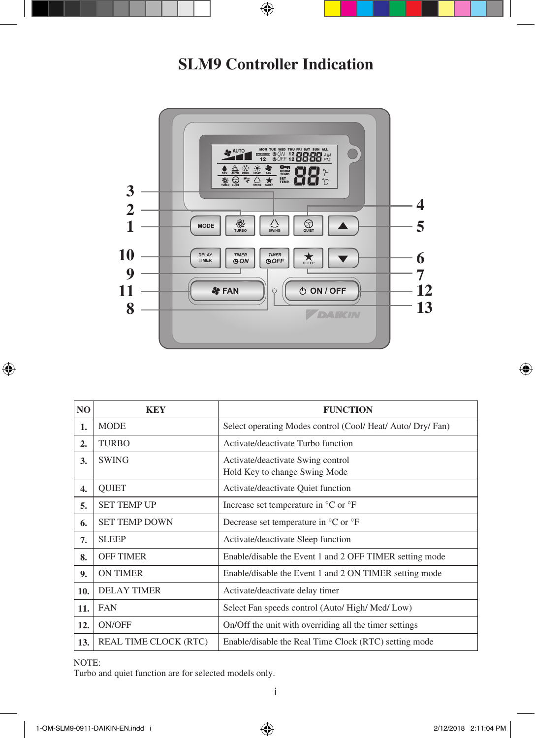# SLM9 Controller Indication

| NO | KEY | FUNCTION |
|---|---|---|
| 1. | MODE | Select operating Modes control (Cool/ Heat/ Auto/ Dry/ Fan) |
| 2. | TURBO | Activate/deactivate Turbo function |
| 3. | SWING | Activate/deactivate Swing control<br>Hold Key to change Swing Mode |
| 4. | QUIET | Activate/deactivate Quiet function |
| 5. | SET TEMP UP | Increase set temperature in °C or °F |
| 6. | SET TEMP DOWN | Decrease set temperature in °C or °F |
| 7. | SLEEP | Activate/deactivate Sleep function |
| 8. | OFF TIMER | Enable/disable the Event 1 and 2 OFF TIMER setting mode |
| 9. | ON TIMER | Enable/disable the Event 1 and 2 ON TIMER setting mode |
| 10. | DELAY TIMER | Activate/deactivate delay timer |
| 11. | FAN | Select Fan speeds control (Auto/ High/ Med/ Low) |
| 12. | ON/OFF | On/Off the unit with overriding all the timer settings |
| 13. | REAL TIME CLOCK (RTC) | Enable/disable the Real Time Clock (RTC) setting mode |

NOTE:
Turbo and quiet function are for selected models only.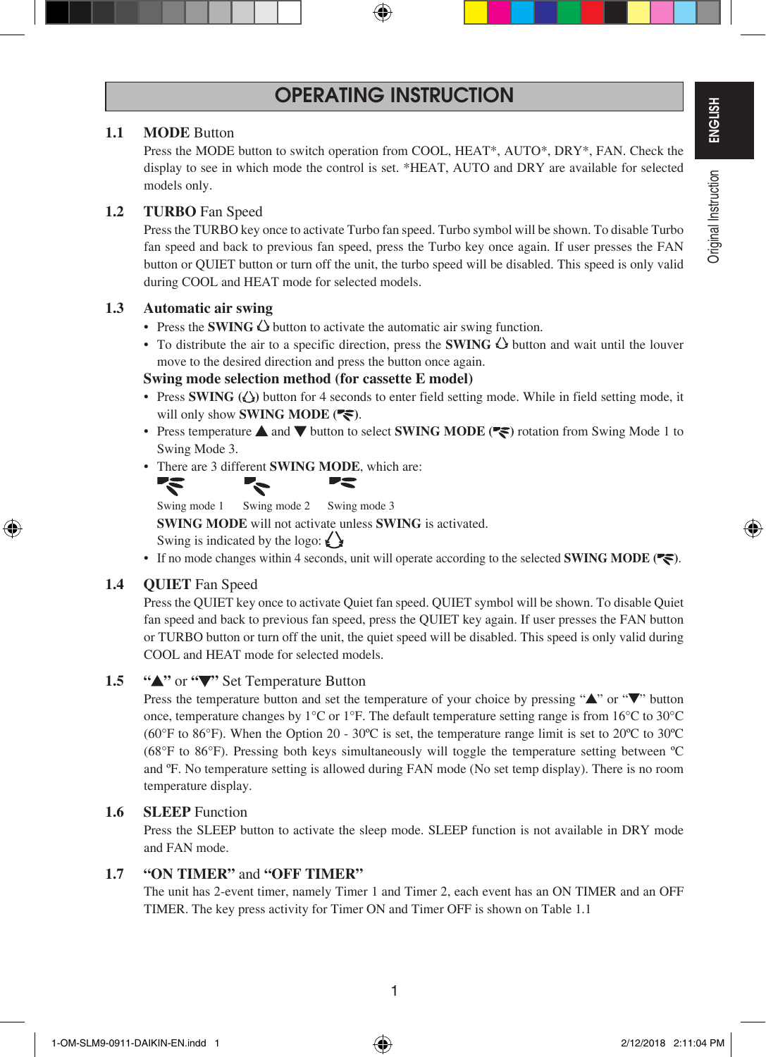# OPERATING INSTRUCTION

## 1.1 MODE Button

Press the MODE button to switch operation from COOL, HEAT*, AUTO*, DRY*, FAN. Check the display to see in which mode the control is set. *HEAT, AUTO and DRY are available for selected models only.

## 1.2 TURBO Fan Speed

Press the TURBO key once to activate Turbo fan speed. Turbo symbol will be shown. To disable Turbo fan speed and back to previous fan speed, press the Turbo key once again. If user presses the FAN button or QUIET button or turn off the unit, the turbo speed will be disabled. This speed is only valid during COOL and HEAT mode for selected models.

## 1.3 Automatic air swing

- Press the **SWING** button to activate the automatic air swing function.
- To distribute the air to a specific direction, press the **SWING** button and wait until the louver move to the desired direction and press the button once again.

**Swing mode selection method (for cassette E model)**

- Press **SWING** ( ) button for 4 seconds to enter field setting mode. While in field setting mode, it will only show **SWING MODE** ( ).
- Press temperature ▲ and ▼ button to select **SWING MODE** ( ) rotation from Swing Mode 1 to Swing Mode 3.
- There are 3 different **SWING MODE**, which are:

  Swing mode 1    Swing mode 2    Swing mode 3

  **SWING MODE** will not activate unless **SWING** is activated.

  Swing is indicated by the logo:
- If no mode changes within 4 seconds, unit will operate according to the selected **SWING MODE** ( ).

## 1.4 QUIET Fan Speed

Press the QUIET key once to activate Quiet fan speed. QUIET symbol will be shown. To disable Quiet fan speed and back to previous fan speed, press the QUIET key again. If user presses the FAN button or TURBO button or turn off the unit, the quiet speed will be disabled. This speed is only valid during COOL and HEAT mode for selected models.

## 1.5 "▲" or "▼" Set Temperature Button

Press the temperature button and set the temperature of your choice by pressing "▲" or "▼" button once, temperature changes by 1°C or 1°F. The default temperature setting range is from 16°C to 30°C (60°F to 86°F). When the Option 20 - 30ºC is set, the temperature range limit is set to 20ºC to 30ºC (68°F to 86°F). Pressing both keys simultaneously will toggle the temperature setting between ºC and ºF. No temperature setting is allowed during FAN mode (No set temp display). There is no room temperature display.

## 1.6 SLEEP Function

Press the SLEEP button to activate the sleep mode. SLEEP function is not available in DRY mode and FAN mode.

## 1.7 "ON TIMER" and "OFF TIMER"

The unit has 2-event timer, namely Timer 1 and Timer 2, each event has an ON TIMER and an OFF TIMER. The key press activity for Timer ON and Timer OFF is shown on Table 1.1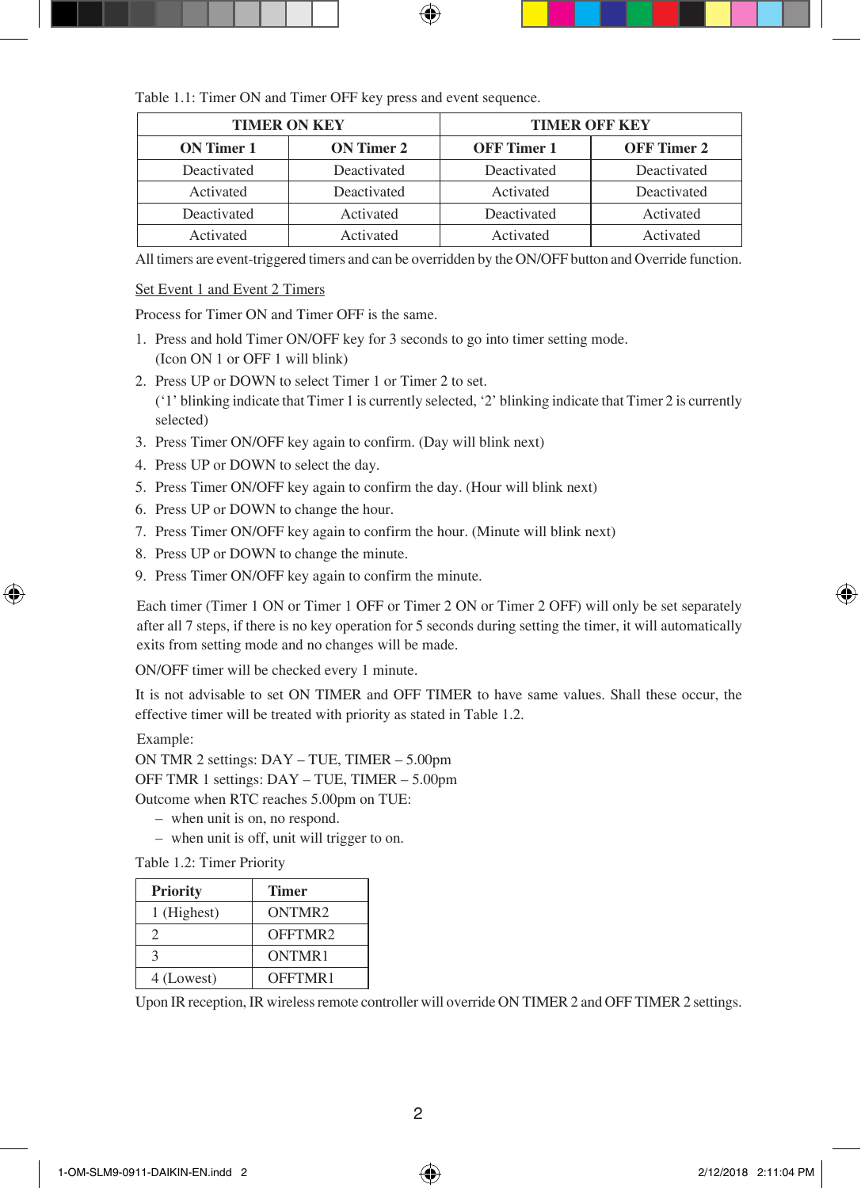Table 1.1: Timer ON and Timer OFF key press and event sequence.

| TIMER ON KEY | | TIMER OFF KEY | |
|---|---|---|---|
| **ON Timer 1** | **ON Timer 2** | **OFF Timer 1** | **OFF Timer 2** |
| Deactivated | Deactivated | Deactivated | Deactivated |
| Activated | Deactivated | Activated | Deactivated |
| Deactivated | Activated | Deactivated | Activated |
| Activated | Activated | Activated | Activated |

All timers are event-triggered timers and can be overridden by the ON/OFF button and Override function.

<u>Set Event 1 and Event 2 Timers</u>

Process for Timer ON and Timer OFF is the same.

1. Press and hold Timer ON/OFF key for 3 seconds to go into timer setting mode. (Icon ON 1 or OFF 1 will blink)
2. Press UP or DOWN to select Timer 1 or Timer 2 to set. ('1' blinking indicate that Timer 1 is currently selected, '2' blinking indicate that Timer 2 is currently selected)
3. Press Timer ON/OFF key again to confirm. (Day will blink next)
4. Press UP or DOWN to select the day.
5. Press Timer ON/OFF key again to confirm the day. (Hour will blink next)
6. Press UP or DOWN to change the hour.
7. Press Timer ON/OFF key again to confirm the hour. (Minute will blink next)
8. Press UP or DOWN to change the minute.
9. Press Timer ON/OFF key again to confirm the minute.

Each timer (Timer 1 ON or Timer 1 OFF or Timer 2 ON or Timer 2 OFF) will only be set separately after all 7 steps, if there is no key operation for 5 seconds during setting the timer, it will automatically exits from setting mode and no changes will be made.

ON/OFF timer will be checked every 1 minute.

It is not advisable to set ON TIMER and OFF TIMER to have same values. Shall these occur, the effective timer will be treated with priority as stated in Table 1.2.

Example:
ON TMR 2 settings: DAY – TUE, TIMER – 5.00pm
OFF TMR 1 settings: DAY – TUE, TIMER – 5.00pm
Outcome when RTC reaches 5.00pm on TUE:

- when unit is on, no respond.
- when unit is off, unit will trigger to on.

Table 1.2: Timer Priority

| Priority | Timer |
|---|---|
| 1 (Highest) | ONTMR2 |
| 2 | OFFTMR2 |
| 3 | ONTMR1 |
| 4 (Lowest) | OFFTMR1 |

Upon IR reception, IR wireless remote controller will override ON TIMER 2 and OFF TIMER 2 settings.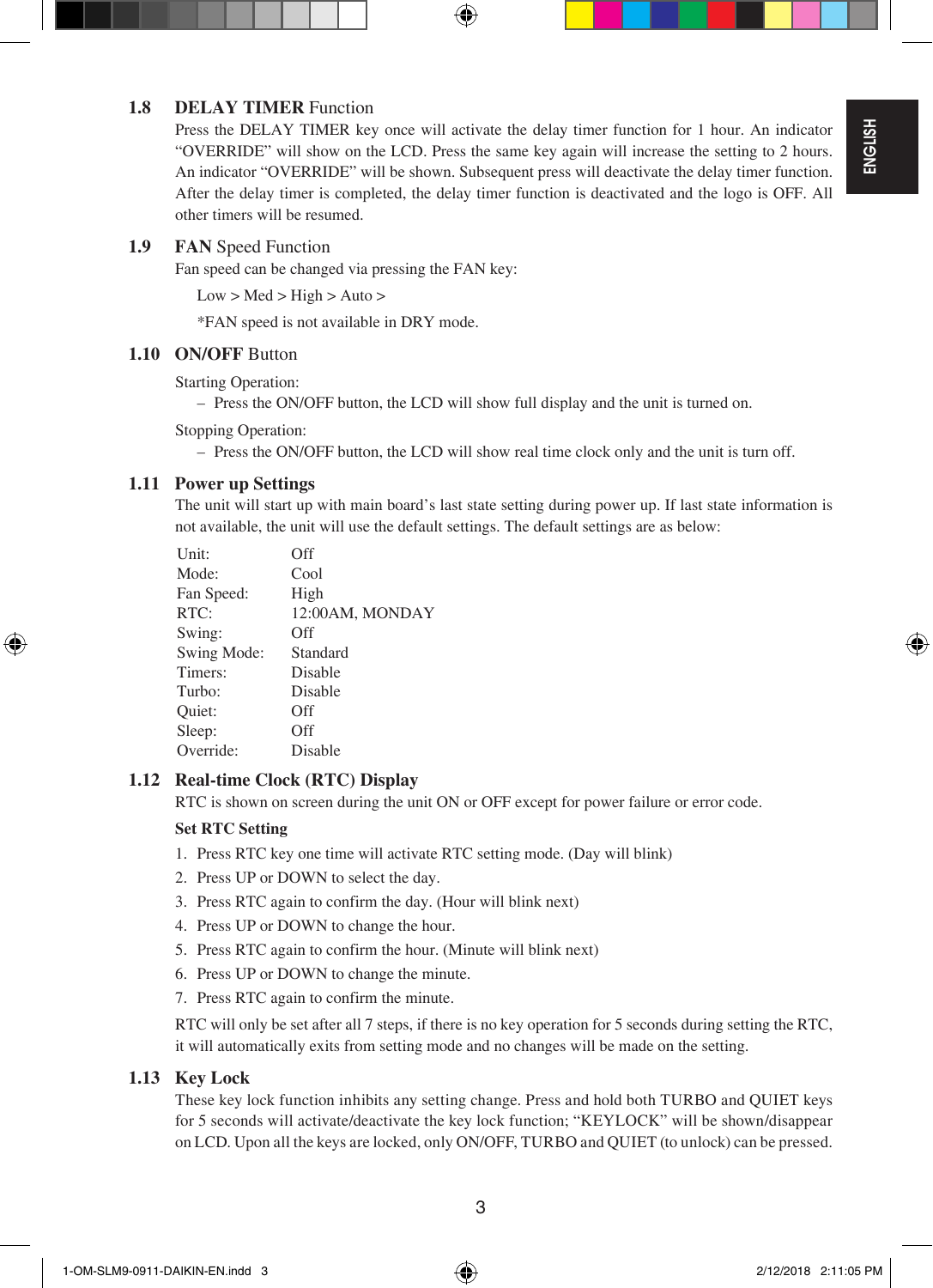## 1.8 DELAY TIMER Function

Press the DELAY TIMER key once will activate the delay timer function for 1 hour. An indicator "OVERRIDE" will show on the LCD. Press the same key again will increase the setting to 2 hours. An indicator "OVERRIDE" will be shown. Subsequent press will deactivate the delay timer function. After the delay timer is completed, the delay timer function is deactivated and the logo is OFF. All other timers will be resumed.

## 1.9 FAN Speed Function

Fan speed can be changed via pressing the FAN key:

Low > Med > High > Auto >

*FAN speed is not available in DRY mode.

## 1.10 ON/OFF Button

Starting Operation:

- Press the ON/OFF button, the LCD will show full display and the unit is turned on.

Stopping Operation:

- Press the ON/OFF button, the LCD will show real time clock only and the unit is turn off.

## 1.11 Power up Settings

The unit will start up with main board's last state setting during power up. If last state information is not available, the unit will use the default settings. The default settings are as below:

| | |
|---|---|
| Unit: | Off |
| Mode: | Cool |
| Fan Speed: | High |
| RTC: | 12:00AM, MONDAY |
| Swing: | Off |
| Swing Mode: | Standard |
| Timers: | Disable |
| Turbo: | Disable |
| Quiet: | Off |
| Sleep: | Off |
| Override: | Disable |

## 1.12 Real-time Clock (RTC) Display

RTC is shown on screen during the unit ON or OFF except for power failure or error code.

**Set RTC Setting**

1. Press RTC key one time will activate RTC setting mode. (Day will blink)
2. Press UP or DOWN to select the day.
3. Press RTC again to confirm the day. (Hour will blink next)
4. Press UP or DOWN to change the hour.
5. Press RTC again to confirm the hour. (Minute will blink next)
6. Press UP or DOWN to change the minute.
7. Press RTC again to confirm the minute.

RTC will only be set after all 7 steps, if there is no key operation for 5 seconds during setting the RTC, it will automatically exits from setting mode and no changes will be made on the setting.

## 1.13 Key Lock

These key lock function inhibits any setting change. Press and hold both TURBO and QUIET keys for 5 seconds will activate/deactivate the key lock function; "KEYLOCK" will be shown/disappear on LCD. Upon all the keys are locked, only ON/OFF, TURBO and QUIET (to unlock) can be pressed.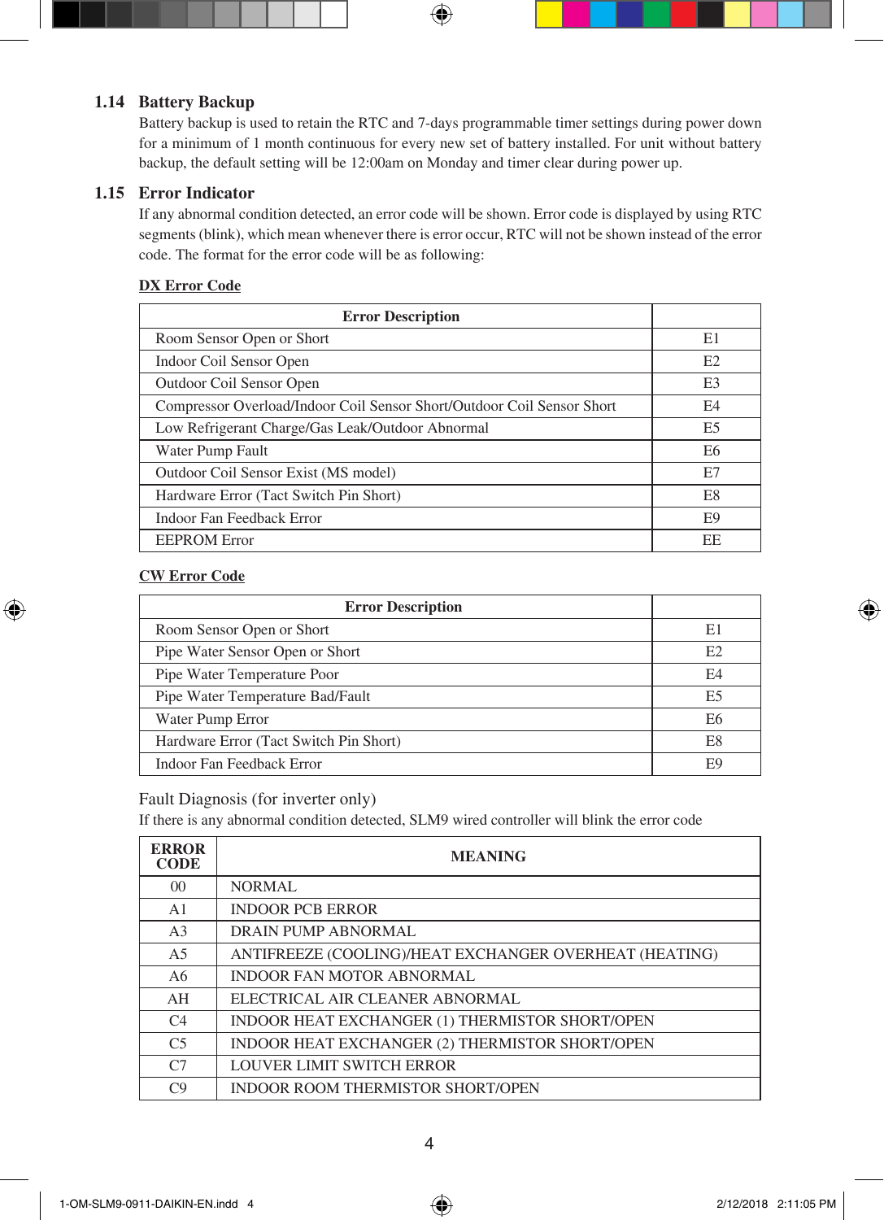## 1.14 Battery Backup

Battery backup is used to retain the RTC and 7-days programmable timer settings during power down for a minimum of 1 month continuous for every new set of battery installed. For unit without battery backup, the default setting will be 12:00am on Monday and timer clear during power up.

## 1.15 Error Indicator

If any abnormal condition detected, an error code will be shown. Error code is displayed by using RTC segments (blink), which mean whenever there is error occur, RTC will not be shown instead of the error code. The format for the error code will be as following:

**DX Error Code**

| Error Description | |
|---|---|
| Room Sensor Open or Short | E1 |
| Indoor Coil Sensor Open | E2 |
| Outdoor Coil Sensor Open | E3 |
| Compressor Overload/Indoor Coil Sensor Short/Outdoor Coil Sensor Short | E4 |
| Low Refrigerant Charge/Gas Leak/Outdoor Abnormal | E5 |
| Water Pump Fault | E6 |
| Outdoor Coil Sensor Exist (MS model) | E7 |
| Hardware Error (Tact Switch Pin Short) | E8 |
| Indoor Fan Feedback Error | E9 |
| EEPROM Error | EE |

**CW Error Code**

| Error Description | |
|---|---|
| Room Sensor Open or Short | E1 |
| Pipe Water Sensor Open or Short | E2 |
| Pipe Water Temperature Poor | E4 |
| Pipe Water Temperature Bad/Fault | E5 |
| Water Pump Error | E6 |
| Hardware Error (Tact Switch Pin Short) | E8 |
| Indoor Fan Feedback Error | E9 |

Fault Diagnosis (for inverter only)

If there is any abnormal condition detected, SLM9 wired controller will blink the error code

| ERROR CODE | MEANING |
|---|---|
| 00 | NORMAL |
| A1 | INDOOR PCB ERROR |
| A3 | DRAIN PUMP ABNORMAL |
| A5 | ANTIFREEZE (COOLING)/HEAT EXCHANGER OVERHEAT (HEATING) |
| A6 | INDOOR FAN MOTOR ABNORMAL |
| AH | ELECTRICAL AIR CLEANER ABNORMAL |
| C4 | INDOOR HEAT EXCHANGER (1) THERMISTOR SHORT/OPEN |
| C5 | INDOOR HEAT EXCHANGER (2) THERMISTOR SHORT/OPEN |
| C7 | LOUVER LIMIT SWITCH ERROR |
| C9 | INDOOR ROOM THERMISTOR SHORT/OPEN |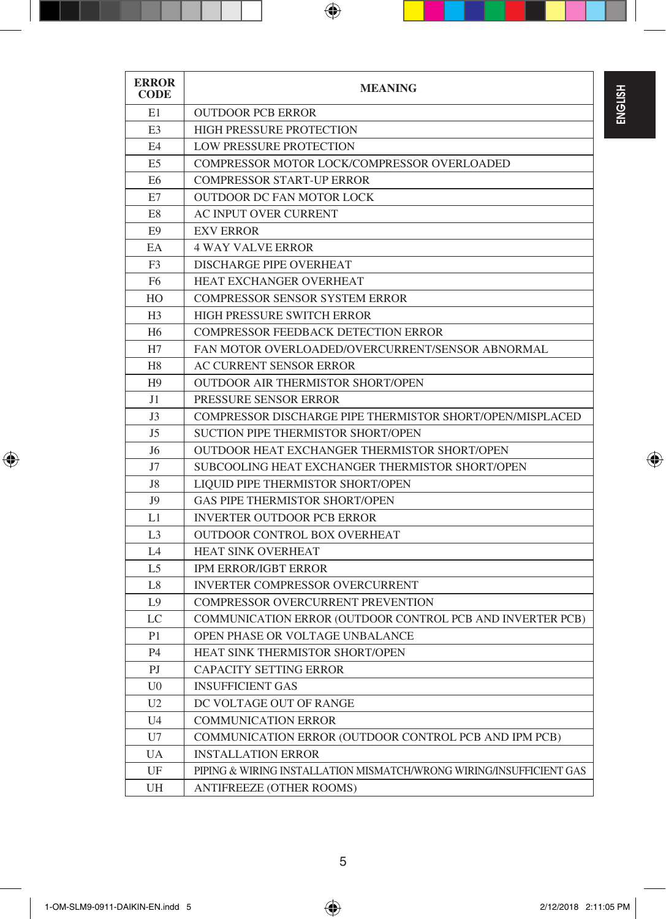| ERROR CODE | MEANING |
|---|---|
| E1 | OUTDOOR PCB ERROR |
| E3 | HIGH PRESSURE PROTECTION |
| E4 | LOW PRESSURE PROTECTION |
| E5 | COMPRESSOR MOTOR LOCK/COMPRESSOR OVERLOADED |
| E6 | COMPRESSOR START-UP ERROR |
| E7 | OUTDOOR DC FAN MOTOR LOCK |
| E8 | AC INPUT OVER CURRENT |
| E9 | EXV ERROR |
| EA | 4 WAY VALVE ERROR |
| F3 | DISCHARGE PIPE OVERHEAT |
| F6 | HEAT EXCHANGER OVERHEAT |
| HO | COMPRESSOR SENSOR SYSTEM ERROR |
| H3 | HIGH PRESSURE SWITCH ERROR |
| H6 | COMPRESSOR FEEDBACK DETECTION ERROR |
| H7 | FAN MOTOR OVERLOADED/OVERCURRENT/SENSOR ABNORMAL |
| H8 | AC CURRENT SENSOR ERROR |
| H9 | OUTDOOR AIR THERMISTOR SHORT/OPEN |
| J1 | PRESSURE SENSOR ERROR |
| J3 | COMPRESSOR DISCHARGE PIPE THERMISTOR SHORT/OPEN/MISPLACED |
| J5 | SUCTION PIPE THERMISTOR SHORT/OPEN |
| J6 | OUTDOOR HEAT EXCHANGER THERMISTOR SHORT/OPEN |
| J7 | SUBCOOLING HEAT EXCHANGER THERMISTOR SHORT/OPEN |
| J8 | LIQUID PIPE THERMISTOR SHORT/OPEN |
| J9 | GAS PIPE THERMISTOR SHORT/OPEN |
| L1 | INVERTER OUTDOOR PCB ERROR |
| L3 | OUTDOOR CONTROL BOX OVERHEAT |
| L4 | HEAT SINK OVERHEAT |
| L5 | IPM ERROR/IGBT ERROR |
| L8 | INVERTER COMPRESSOR OVERCURRENT |
| L9 | COMPRESSOR OVERCURRENT PREVENTION |
| LC | COMMUNICATION ERROR (OUTDOOR CONTROL PCB AND INVERTER PCB) |
| P1 | OPEN PHASE OR VOLTAGE UNBALANCE |
| P4 | HEAT SINK THERMISTOR SHORT/OPEN |
| PJ | CAPACITY SETTING ERROR |
| U0 | INSUFFICIENT GAS |
| U2 | DC VOLTAGE OUT OF RANGE |
| U4 | COMMUNICATION ERROR |
| U7 | COMMUNICATION ERROR (OUTDOOR CONTROL PCB AND IPM PCB) |
| UA | INSTALLATION ERROR |
| UF | PIPING & WIRING INSTALLATION MISMATCH/WRONG WIRING/INSUFFICIENT GAS |
| UH | ANTIFREEZE (OTHER ROOMS) |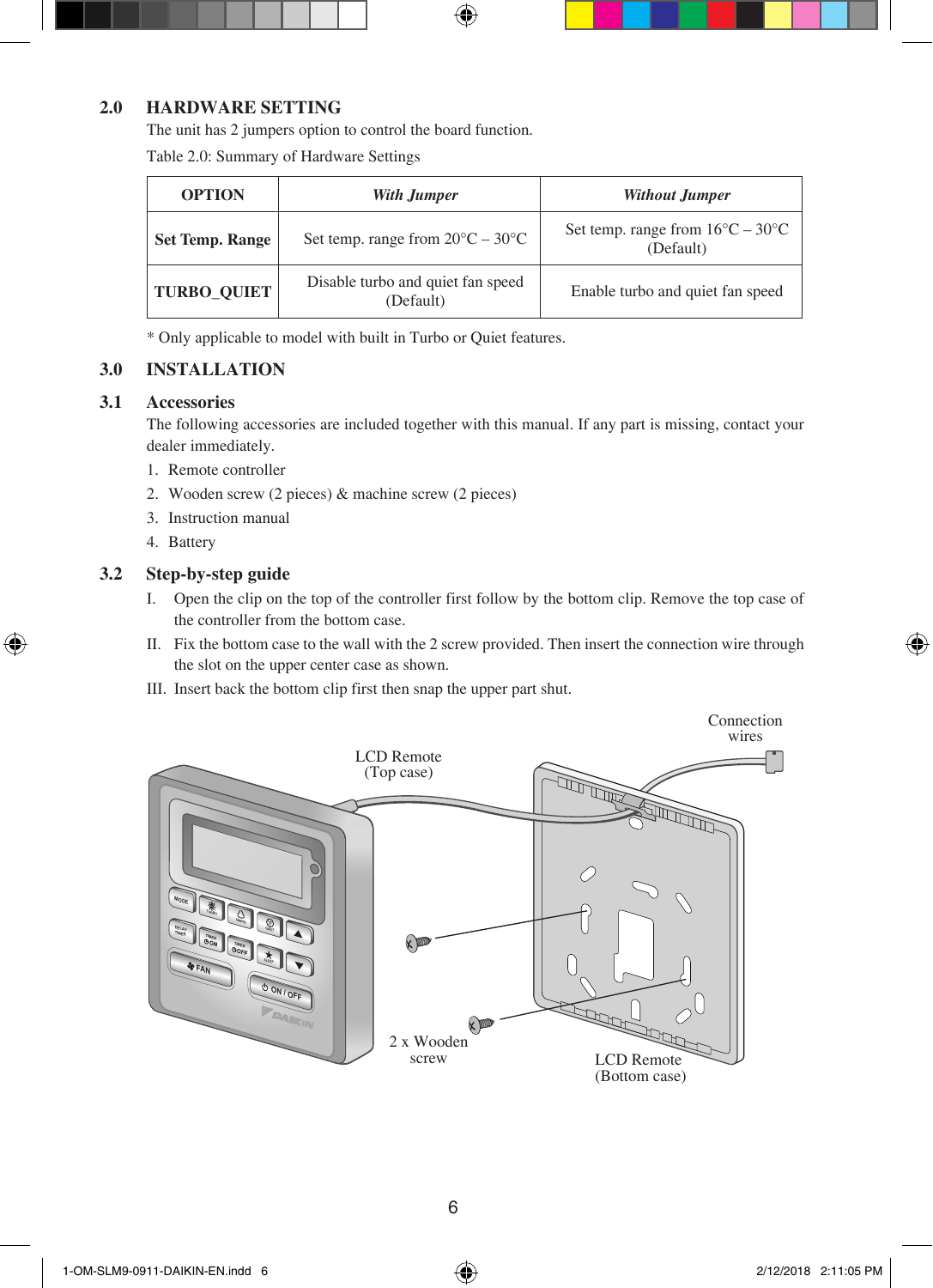## 2.0 HARDWARE SETTING

The unit has 2 jumpers option to control the board function.

Table 2.0: Summary of Hardware Settings

| OPTION | *With Jumper* | *Without Jumper* |
|---|---|---|
| **Set Temp. Range** | Set temp. range from 20°C – 30°C | Set temp. range from 16°C – 30°C (Default) |
| **TURBO_QUIET** | Disable turbo and quiet fan speed (Default) | Enable turbo and quiet fan speed |

* Only applicable to model with built in Turbo or Quiet features.

## 3.0 INSTALLATION

### 3.1 Accessories

The following accessories are included together with this manual. If any part is missing, contact your dealer immediately.

1. Remote controller
2. Wooden screw (2 pieces) & machine screw (2 pieces)
3. Instruction manual
4. Battery

### 3.2 Step-by-step guide

I. Open the clip on the top of the controller first follow by the bottom clip. Remove the top case of the controller from the bottom case.

II. Fix the bottom case to the wall with the 2 screw provided. Then insert the connection wire through the slot on the upper center case as shown.

III. Insert back the bottom clip first then snap the upper part shut.

LCD Remote (Top case)

Connection wires

2 x Wooden screw

LCD Remote (Bottom case)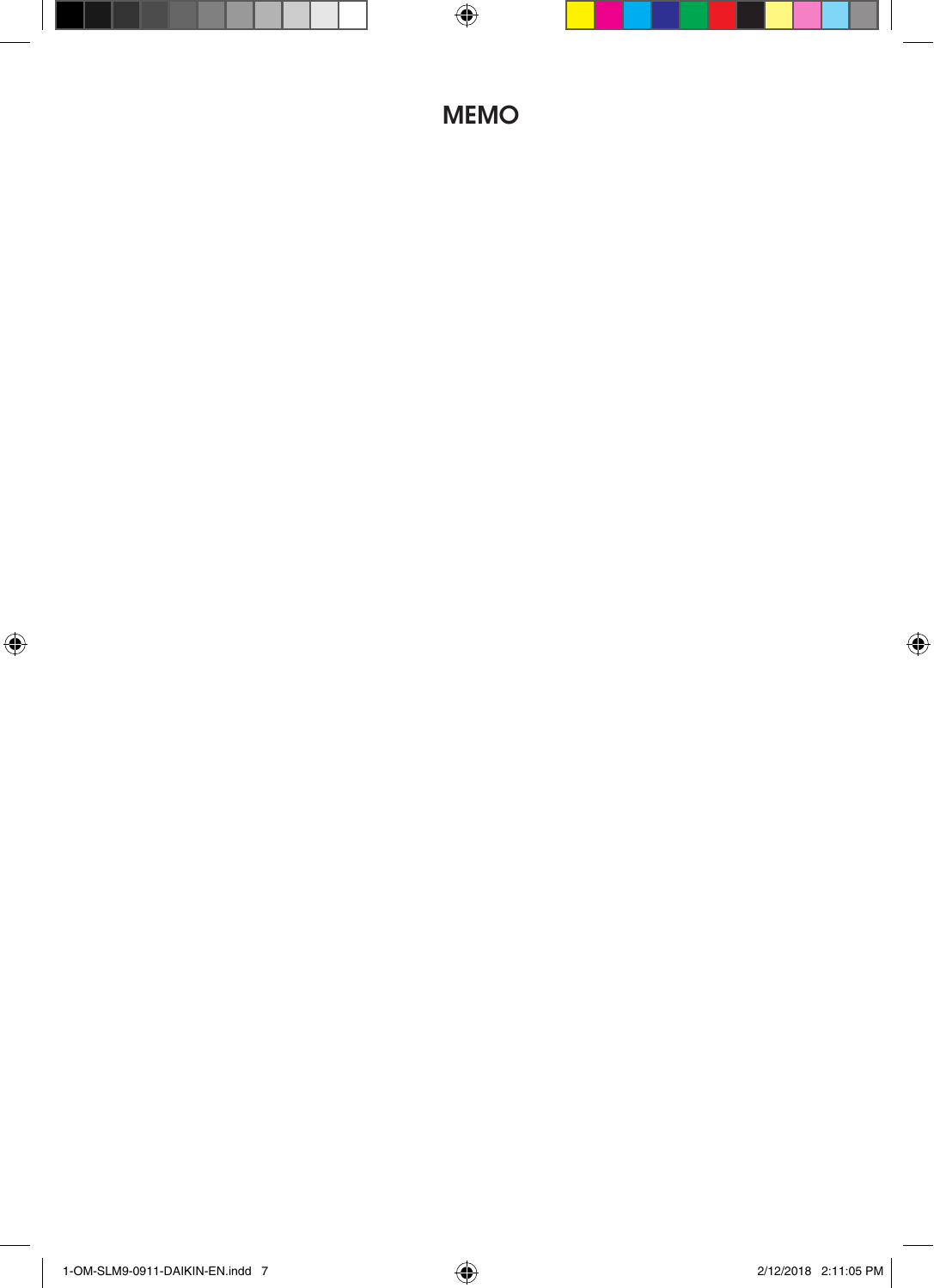# MEMO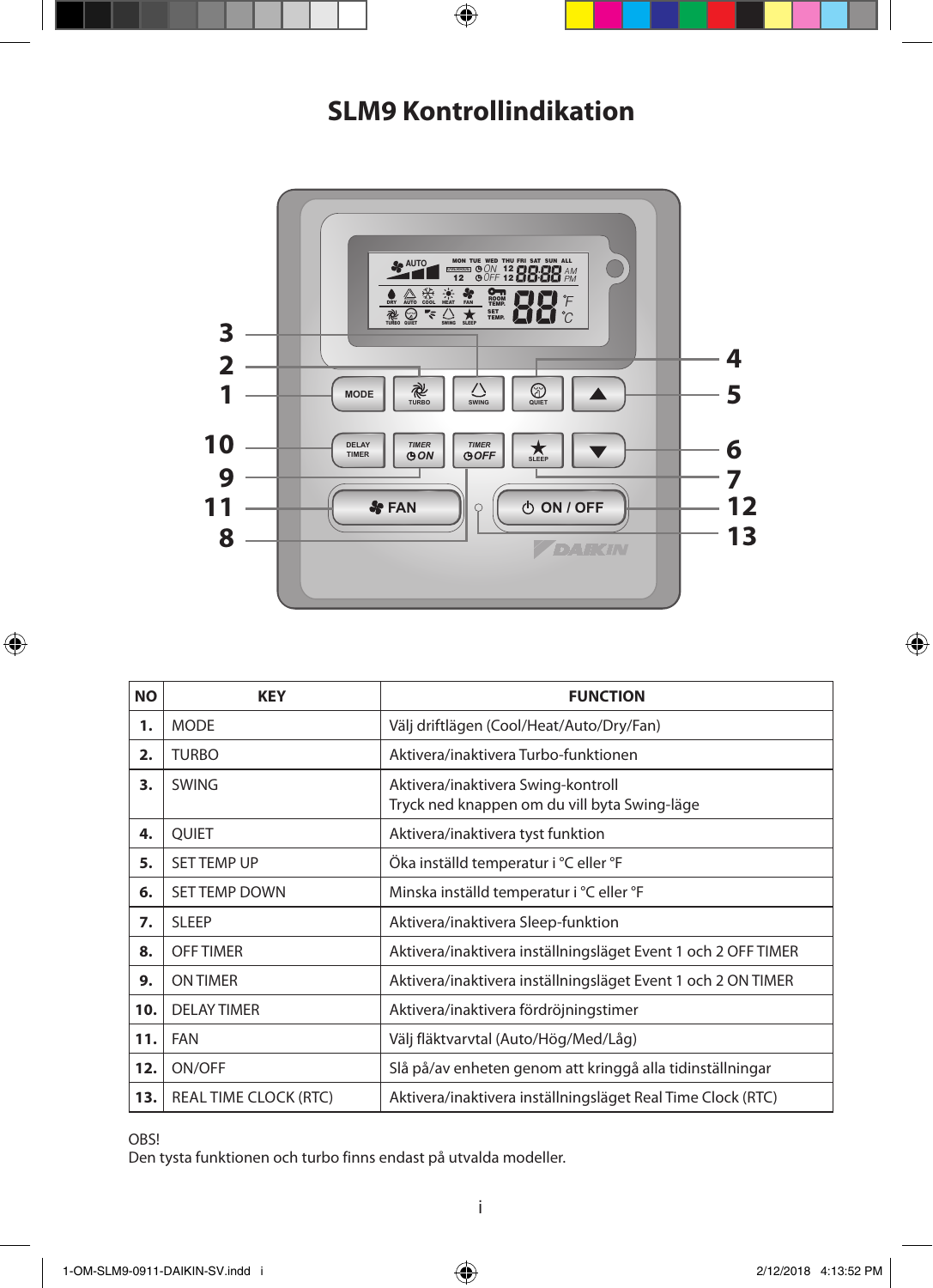# SLM9 Kontrollindikation

| NO | KEY | FUNCTION |
|---|---|---|
| 1. | MODE | Välj driftlägen (Cool/Heat/Auto/Dry/Fan) |
| 2. | TURBO | Aktivera/inaktivera Turbo-funktionen |
| 3. | SWING | Aktivera/inaktivera Swing-kontroll<br>Tryck ned knappen om du vill byta Swing-läge |
| 4. | QUIET | Aktivera/inaktivera tyst funktion |
| 5. | SET TEMP UP | Öka inställd temperatur i °C eller °F |
| 6. | SET TEMP DOWN | Minska inställd temperatur i °C eller °F |
| 7. | SLEEP | Aktivera/inaktivera Sleep-funktion |
| 8. | OFF TIMER | Aktivera/inaktivera inställningsläget Event 1 och 2 OFF TIMER |
| 9. | ON TIMER | Aktivera/inaktivera inställningsläget Event 1 och 2 ON TIMER |
| 10. | DELAY TIMER | Aktivera/inaktivera fördröjningstimer |
| 11. | FAN | Välj fläktvarvtal (Auto/Hög/Med/Låg) |
| 12. | ON/OFF | Slå på/av enheten genom att kringgå alla tidinställningar |
| 13. | REAL TIME CLOCK (RTC) | Aktivera/inaktivera inställningsläget Real Time Clock (RTC) |

OBS!
Den tysta funktionen och turbo finns endast på utvalda modeller.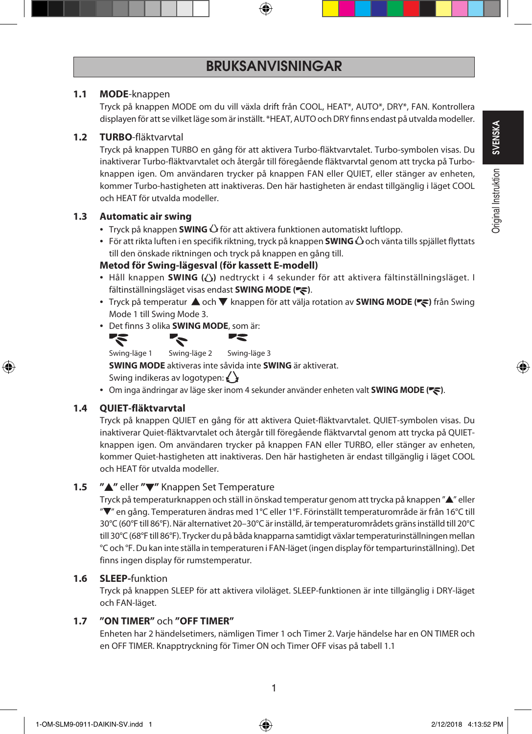# BRUKSANVISNINGAR

## 1.1 MODE-knappen

Tryck på knappen MODE om du vill växla drift från COOL, HEAT*, AUTO*, DRY*, FAN. Kontrollera displayen för att se vilket läge som är inställt. *HEAT, AUTO och DRY finns endast på utvalda modeller.

## 1.2 TURBO-fläktvarvtal

Tryck på knappen TURBO en gång för att aktivera Turbo-fläktvarvtalet. Turbo-symbolen visas. Du inaktiverar Turbo-fläktvarvtalet och återgår till föregående fläktvarvtal genom att trycka på Turbo-knappen igen. Om användaren trycker på knappen FAN eller QUIET, eller stänger av enheten, kommer Turbo-hastigheten att inaktiveras. Den här hastigheten är endast tillgänglig i läget COOL och HEAT för utvalda modeller.

## 1.3 Automatic air swing

- Tryck på knappen **SWING** för att aktivera funktionen automatiskt luftlopp.
- För att rikta luften i en specifik riktning, tryck på knappen **SWING** och vänta tills spjället flyttats till den önskade riktningen och tryck på knappen en gång till.

**Metod för Swing-lägesval (för kassett E-modell)**

- Håll knappen **SWING** () nedtryckt i 4 sekunder för att aktivera fältinställningsläget. I fältinställningsläget visas endast **SWING MODE** ().
- Tryck på temperatur ▲ och ▼ knappen för att välja rotation av **SWING MODE** () från Swing Mode 1 till Swing Mode 3.
- Det finns 3 olika **SWING MODE**, som är:

  Swing-läge 1 Swing-läge 2 Swing-läge 3

  **SWING MODE** aktiveras inte såvida inte **SWING** är aktiverat.

  Swing indikeras av logotypen:
- Om inga ändringar av läge sker inom 4 sekunder använder enheten valt **SWING MODE** ().

## 1.4 QUIET-fläktvarvtal

Tryck på knappen QUIET en gång för att aktivera Quiet-fläktvarvtalet. QUIET-symbolen visas. Du inaktiverar Quiet-fläktvarvtalet och återgår till föregående fläktvarvtal genom att trycka på QUIET-knappen igen. Om användaren trycker på knappen FAN eller TURBO, eller stänger av enheten, kommer Quiet-hastigheten att inaktiveras. Den här hastigheten är endast tillgänglig i läget COOL och HEAT för utvalda modeller.

## 1.5 "▲" eller "▼" Knappen Set Temperature

Tryck på temperaturknappen och ställ in önskad temperatur genom att trycka på knappen "▲" eller "▼" en gång. Temperaturen ändras med 1°C eller 1°F. Förinställt temperaturområde är från 16°C till 30°C (60°F till 86°F). När alternativet 20–30°C är inställd, är temperaturområdets gräns inställd till 20°C till 30°C (68°F till 86°F). Trycker du på båda knapparna samtidigt växlar temperaturinställningen mellan °C och °F. Du kan inte ställa in temperaturen i FAN-läget (ingen display för temparturinställning). Det finns ingen display för rumstemperatur.

## 1.6 SLEEP-funktion

Tryck på knappen SLEEP för att aktivera viloläget. SLEEP-funktionen är inte tillgänglig i DRY-läget och FAN-läget.

## 1.7 "ON TIMER" och "OFF TIMER"

Enheten har 2 händelsetimers, nämligen Timer 1 och Timer 2. Varje händelse har en ON TIMER och en OFF TIMER. Knapptryckning för Timer ON och Timer OFF visas på tabell 1.1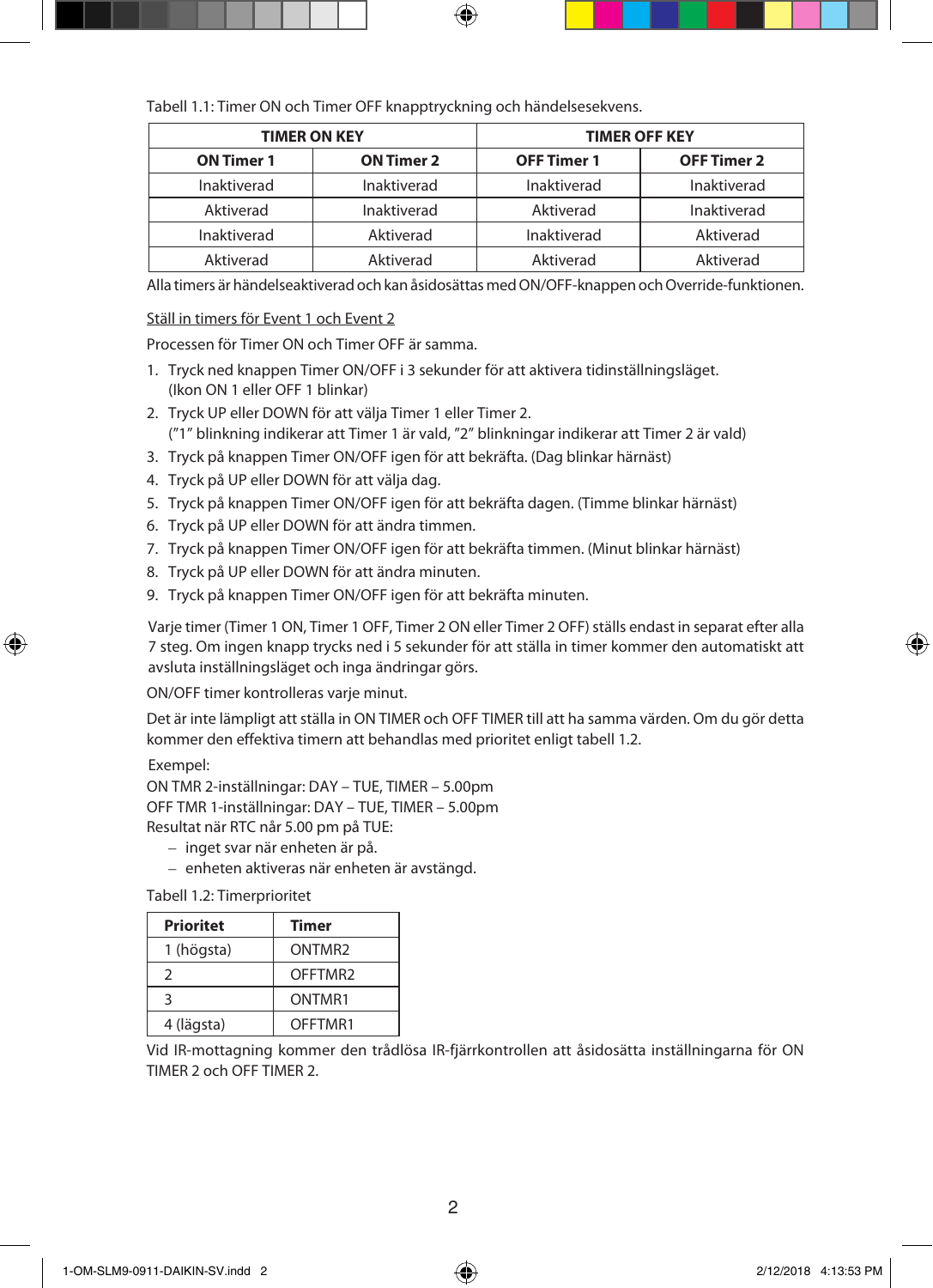Tabell 1.1: Timer ON och Timer OFF knapptryckning och händelsesekvens.

| TIMER ON KEY | | TIMER OFF KEY | |
|---|---|---|---|
| **ON Timer 1** | **ON Timer 2** | **OFF Timer 1** | **OFF Timer 2** |
| Inaktiverad | Inaktiverad | Inaktiverad | Inaktiverad |
| Aktiverad | Inaktiverad | Aktiverad | Inaktiverad |
| Inaktiverad | Aktiverad | Inaktiverad | Aktiverad |
| Aktiverad | Aktiverad | Aktiverad | Aktiverad |

Alla timers är händelseaktiverad och kan åsidosättas med ON/OFF-knappen och Override-funktionen.

Ställ in timers för Event 1 och Event 2

Processen för Timer ON och Timer OFF är samma.

1. Tryck ned knappen Timer ON/OFF i 3 sekunder för att aktivera tidinställningsläget. (Ikon ON 1 eller OFF 1 blinkar)
2. Tryck UP eller DOWN för att välja Timer 1 eller Timer 2. ("1" blinkning indikerar att Timer 1 är vald, "2" blinkningar indikerar att Timer 2 är vald)
3. Tryck på knappen Timer ON/OFF igen för att bekräfta. (Dag blinkar härnäst)
4. Tryck på UP eller DOWN för att välja dag.
5. Tryck på knappen Timer ON/OFF igen för att bekräfta dagen. (Timme blinkar härnäst)
6. Tryck på UP eller DOWN för att ändra timmen.
7. Tryck på knappen Timer ON/OFF igen för att bekräfta timmen. (Minut blinkar härnäst)
8. Tryck på UP eller DOWN för att ändra minuten.
9. Tryck på knappen Timer ON/OFF igen för att bekräfta minuten.

Varje timer (Timer 1 ON, Timer 1 OFF, Timer 2 ON eller Timer 2 OFF) ställs endast in separat efter alla 7 steg. Om ingen knapp trycks ned i 5 sekunder för att ställa in timer kommer den automatiskt att avsluta inställningsläget och inga ändringar görs.

ON/OFF timer kontrolleras varje minut.

Det är inte lämpligt att ställa in ON TIMER och OFF TIMER till att ha samma värden. Om du gör detta kommer den effektiva timern att behandlas med prioritet enligt tabell 1.2.

Exempel:
ON TMR 2-inställningar: DAY – TUE, TIMER – 5.00pm
OFF TMR 1-inställningar: DAY – TUE, TIMER – 5.00pm
Resultat när RTC når 5.00 pm på TUE:
- inget svar när enheten är på.
- enheten aktiveras när enheten är avstängd.

Tabell 1.2: Timerprioritet

| Prioritet | Timer |
|---|---|
| 1 (högsta) | ONTMR2 |
| 2 | OFFTMR2 |
| 3 | ONTMR1 |
| 4 (lägsta) | OFFTMR1 |

Vid IR-mottagning kommer den trådlösa IR-fjärrkontrollen att åsidosätta inställningarna för ON TIMER 2 och OFF TIMER 2.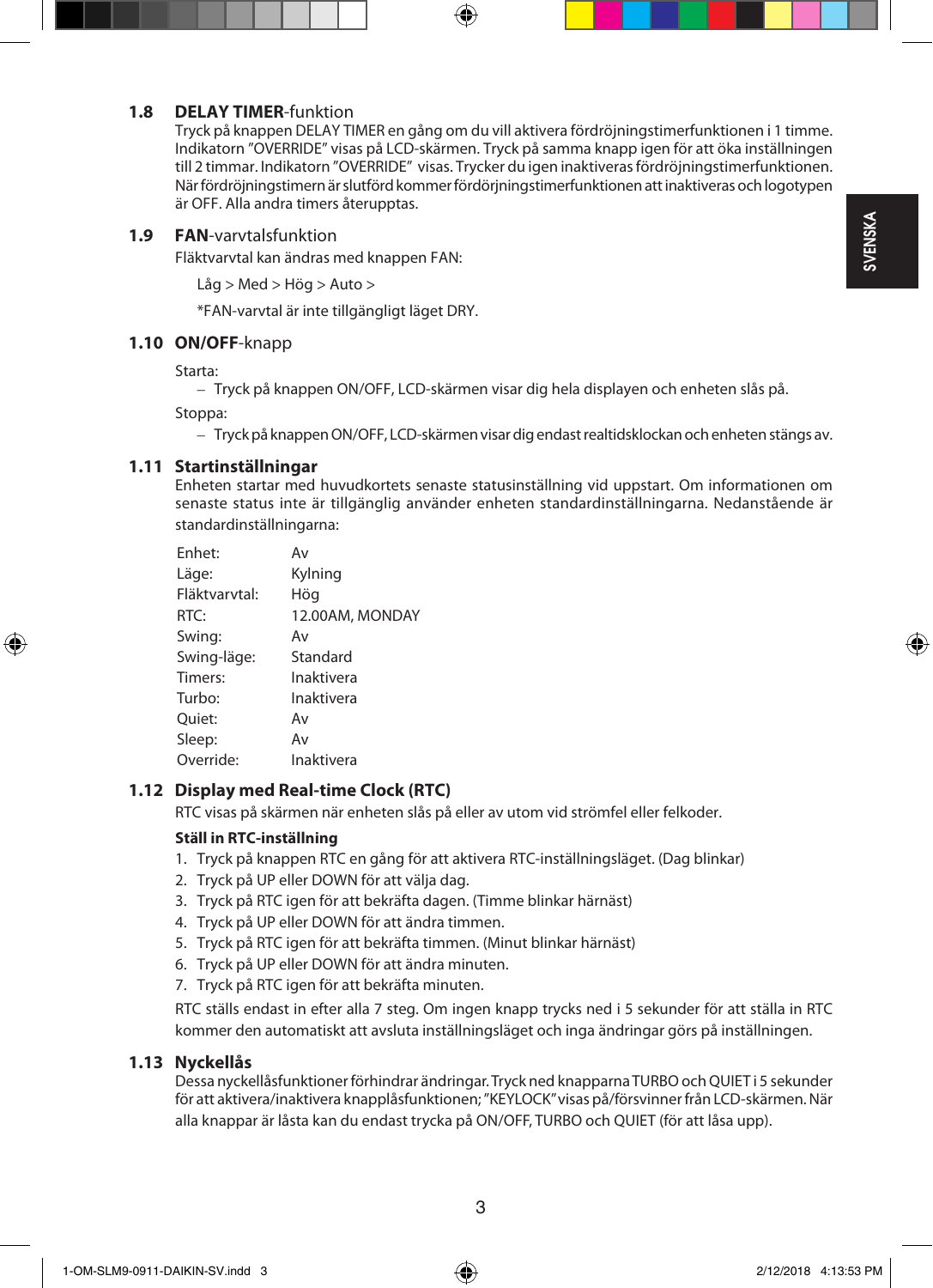### 1.8 **DELAY TIMER**-funktion

Tryck på knappen DELAY TIMER en gång om du vill aktivera fördröjningstimerfunktionen i 1 timme. Indikatorn "OVERRIDE" visas på LCD-skärmen. Tryck på samma knapp igen för att öka inställningen till 2 timmar. Indikatorn "OVERRIDE" visas. Trycker du igen inaktiveras fördröjningstimerfunktionen. När fördröjningstimern är slutförd kommer fördörjningstimerfunktionen att inaktiveras och logotypen är OFF. Alla andra timers återupptas.

### 1.9 **FAN**-varvtalsfunktion

Fläktvarvtal kan ändras med knappen FAN:

Låg > Med > Hög > Auto >

*FAN-varvtal är inte tillgängligt läget DRY.

### 1.10 **ON/OFF**-knapp

Starta:
- Tryck på knappen ON/OFF, LCD-skärmen visar dig hela displayen och enheten slås på.

Stoppa:
- Tryck på knappen ON/OFF, LCD-skärmen visar dig endast realtidsklockan och enheten stängs av.

### 1.11 **Startinställningar**

Enheten startar med huvudkortets senaste statusinställning vid uppstart. Om informationen om senaste status inte är tillgänglig använder enheten standardinställningarna. Nedanstående är standardinställningarna:

| | |
|---|---|
| Enhet: | Av |
| Läge: | Kylning |
| Fläktvarvtal: | Hög |
| RTC: | 12.00AM, MONDAY |
| Swing: | Av |
| Swing-läge: | Standard |
| Timers: | Inaktivera |
| Turbo: | Inaktivera |
| Quiet: | Av |
| Sleep: | Av |
| Override: | Inaktivera |

### 1.12 **Display med Real-time Clock (RTC)**

RTC visas på skärmen när enheten slås på eller av utom vid strömfel eller felkoder.

**Ställ in RTC-inställning**

1. Tryck på knappen RTC en gång för att aktivera RTC-inställningsläget. (Dag blinkar)
2. Tryck på UP eller DOWN för att välja dag.
3. Tryck på RTC igen för att bekräfta dagen. (Timme blinkar härnäst)
4. Tryck på UP eller DOWN för att ändra timmen.
5. Tryck på RTC igen för att bekräfta timmen. (Minut blinkar härnäst)
6. Tryck på UP eller DOWN för att ändra minuten.
7. Tryck på RTC igen för att bekräfta minuten.

RTC ställs endast in efter alla 7 steg. Om ingen knapp trycks ned i 5 sekunder för att ställa in RTC kommer den automatiskt att avsluta inställningsläget och inga ändringar görs på inställningen.

### 1.13 **Nyckellås**

Dessa nyckellåsfunktioner förhindrar ändringar. Tryck ned knapparna TURBO och QUIET i 5 sekunder för att aktivera/inaktivera knapplåsfunktionen; "KEYLOCK" visas på/försvinner från LCD-skärmen. När alla knappar är låsta kan du endast trycka på ON/OFF, TURBO och QUIET (för att låsa upp).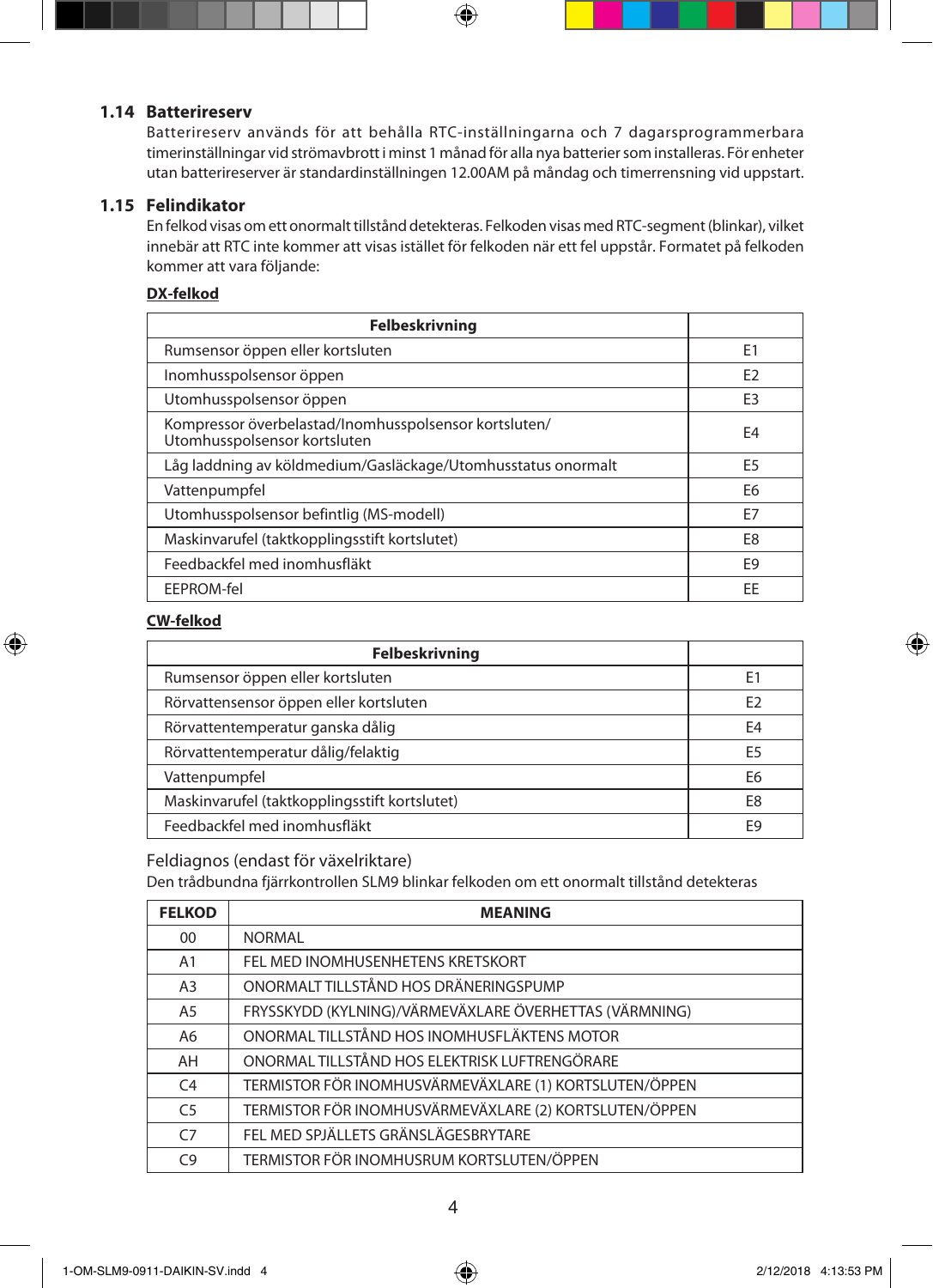## 1.14 Batterireserv

Batterireserv används för att behålla RTC-inställningarna och 7 dagarsprogrammerbara timerinställningar vid strömavbrott i minst 1 månad för alla nya batterier som installeras. För enheter utan batterireserver är standardinställningen 12.00AM på måndag och timerrensning vid uppstart.

## 1.15 Felindikator

En felkod visas om ett onormalt tillstånd detekteras. Felkoden visas med RTC-segment (blinkar), vilket innebär att RTC inte kommer att visas istället för felkoden när ett fel uppstår. Formatet på felkoden kommer att vara följande:

**DX-felkod**

| Felbeskrivning | |
|---|---|
| Rumsensor öppen eller kortsluten | E1 |
| Inomhusspolsensor öppen | E2 |
| Utomhusspolsensor öppen | E3 |
| Kompressor överbelastad/Inomhusspolsensor kortsluten/ Utomhusspolsensor kortsluten | E4 |
| Låg laddning av köldmedium/Gasläckage/Utomhusstatus onormalt | E5 |
| Vattenpumpfel | E6 |
| Utomhusspolsensor befintlig (MS-modell) | E7 |
| Maskinvarufel (taktkopplingsstift kortslutet) | E8 |
| Feedbackfel med inomhusfläkt | E9 |
| EEPROM-fel | EE |

**CW-felkod**

| Felbeskrivning | |
|---|---|
| Rumsensor öppen eller kortsluten | E1 |
| Rörvattensensor öppen eller kortsluten | E2 |
| Rörvattentemperatur ganska dålig | E4 |
| Rörvattentemperatur dålig/felaktig | E5 |
| Vattenpumpfel | E6 |
| Maskinvarufel (taktkopplingsstift kortslutet) | E8 |
| Feedbackfel med inomhusfläkt | E9 |

Feldiagnos (endast för växelriktare)

Den trådbundna fjärrkontrollen SLM9 blinkar felkoden om ett onormalt tillstånd detekteras

| FELKOD | MEANING |
|---|---|
| 00 | NORMAL |
| A1 | FEL MED INOMHUSENHETENS KRETSKORT |
| A3 | ONORMALT TILLSTÅND HOS DRÄNERINGSPUMP |
| A5 | FRYSSKYDD (KYLNING)/VÄRMEVÄXLARE ÖVERHETTAS (VÄRMNING) |
| A6 | ONORMAL TILLSTÅND HOS INOMHUSFLÄKTENS MOTOR |
| AH | ONORMAL TILLSTÅND HOS ELEKTRISK LUFTRENGÖRARE |
| C4 | TERMISTOR FÖR INOMHUSVÄRMEVÄXLARE (1) KORTSLUTEN/ÖPPEN |
| C5 | TERMISTOR FÖR INOMHUSVÄRMEVÄXLARE (2) KORTSLUTEN/ÖPPEN |
| C7 | FEL MED SPJÄLLETS GRÄNSLÄGESBRYTARE |
| C9 | TERMISTOR FÖR INOMHUSRUM KORTSLUTEN/ÖPPEN |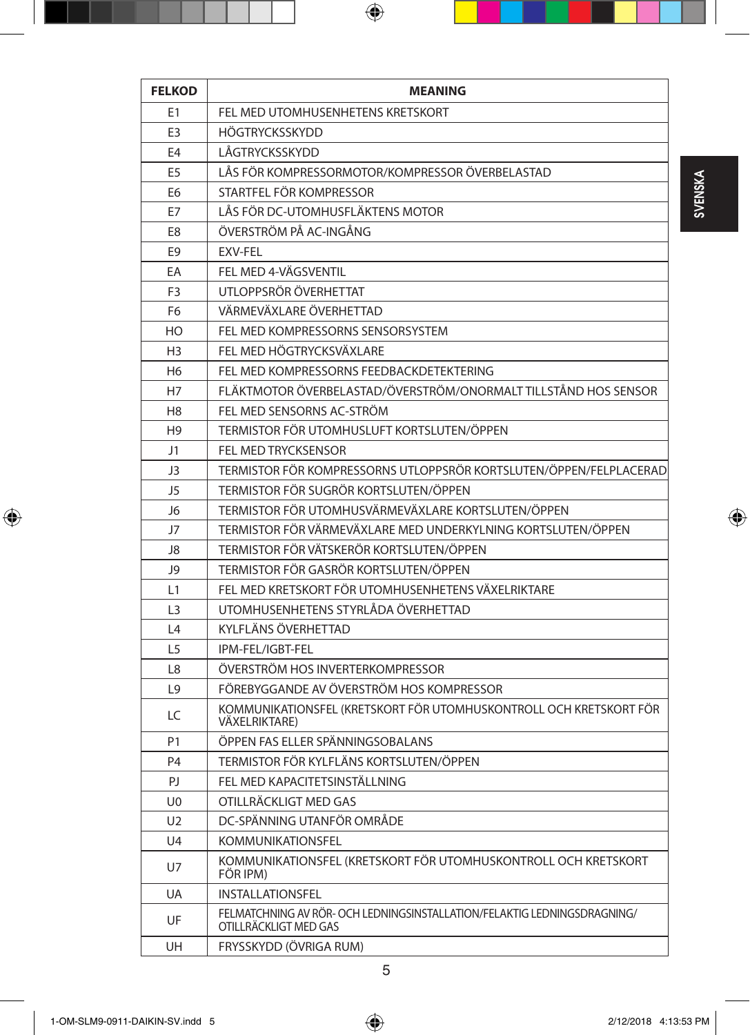| FELKOD | MEANING |
|---|---|
| E1 | FEL MED UTOMHUSENHETENS KRETSKORT |
| E3 | HÖGTRYCKSSKYDD |
| E4 | LÅGTRYCKSSKYDD |
| E5 | LÅS FÖR KOMPRESSORMOTOR/KOMPRESSOR ÖVERBELASTAD |
| E6 | STARTFEL FÖR KOMPRESSOR |
| E7 | LÅS FÖR DC-UTOMHUSFLÄKTENS MOTOR |
| E8 | ÖVERSTRÖM PÅ AC-INGÅNG |
| E9 | EXV-FEL |
| EA | FEL MED 4-VÄGSVENTIL |
| F3 | UTLOPPSRÖR ÖVERHETTAT |
| F6 | VÄRMEVÄXLARE ÖVERHETTAD |
| HO | FEL MED KOMPRESSORNS SENSORSYSTEM |
| H3 | FEL MED HÖGTRYCKSVÄXLARE |
| H6 | FEL MED KOMPRESSORNS FEEDBACKDETEKTERING |
| H7 | FLÄKTMOTOR ÖVERBELASTAD/ÖVERSTRÖM/ONORMALT TILLSTÅND HOS SENSOR |
| H8 | FEL MED SENSORNS AC-STRÖM |
| H9 | TERMISTOR FÖR UTOMHUSLUFT KORTSLUTEN/ÖPPEN |
| J1 | FEL MED TRYCKSENSOR |
| J3 | TERMISTOR FÖR KOMPRESSORNS UTLOPPSRÖR KORTSLUTEN/ÖPPEN/FELPLACERAD |
| J5 | TERMISTOR FÖR SUGRÖR KORTSLUTEN/ÖPPEN |
| J6 | TERMISTOR FÖR UTOMHUSVÄRMEVÄXLARE KORTSLUTEN/ÖPPEN |
| J7 | TERMISTOR FÖR VÄRMEVÄXLARE MED UNDERKYLNING KORTSLUTEN/ÖPPEN |
| J8 | TERMISTOR FÖR VÄTSKERÖR KORTSLUTEN/ÖPPEN |
| J9 | TERMISTOR FÖR GASRÖR KORTSLUTEN/ÖPPEN |
| L1 | FEL MED KRETSKORT FÖR UTOMHUSENHETENS VÄXELRIKTARE |
| L3 | UTOMHUSENHETENS STYRLÅDA ÖVERHETTAD |
| L4 | KYLFLÄNS ÖVERHETTAD |
| L5 | IPM-FEL/IGBT-FEL |
| L8 | ÖVERSTRÖM HOS INVERTERKOMPRESSOR |
| L9 | FÖREBYGGANDE AV ÖVERSTRÖM HOS KOMPRESSOR |
| LC | KOMMUNIKATIONSFEL (KRETSKORT FÖR UTOMHUSKONTROLL OCH KRETSKORT FÖR VÄXELRIKTARE) |
| P1 | ÖPPEN FAS ELLER SPÄNNINGSOBALANS |
| P4 | TERMISTOR FÖR KYLFLÄNS KORTSLUTEN/ÖPPEN |
| PJ | FEL MED KAPACITETSINSTÄLLNING |
| U0 | OTILLRÄCKLIGT MED GAS |
| U2 | DC-SPÄNNING UTANFÖR OMRÅDE |
| U4 | KOMMUNIKATIONSFEL |
| U7 | KOMMUNIKATIONSFEL (KRETSKORT FÖR UTOMHUSKONTROLL OCH KRETSKORT FÖR IPM) |
| UA | INSTALLATIONSFEL |
| UF | FELMATCHNING AV RÖR- OCH LEDNINGSINSTALLATION/FELAKTIG LEDNINGSDRAGNING/ OTILLRÄCKLIGT MED GAS |
| UH | FRYSSKYDD (ÖVRIGA RUM) |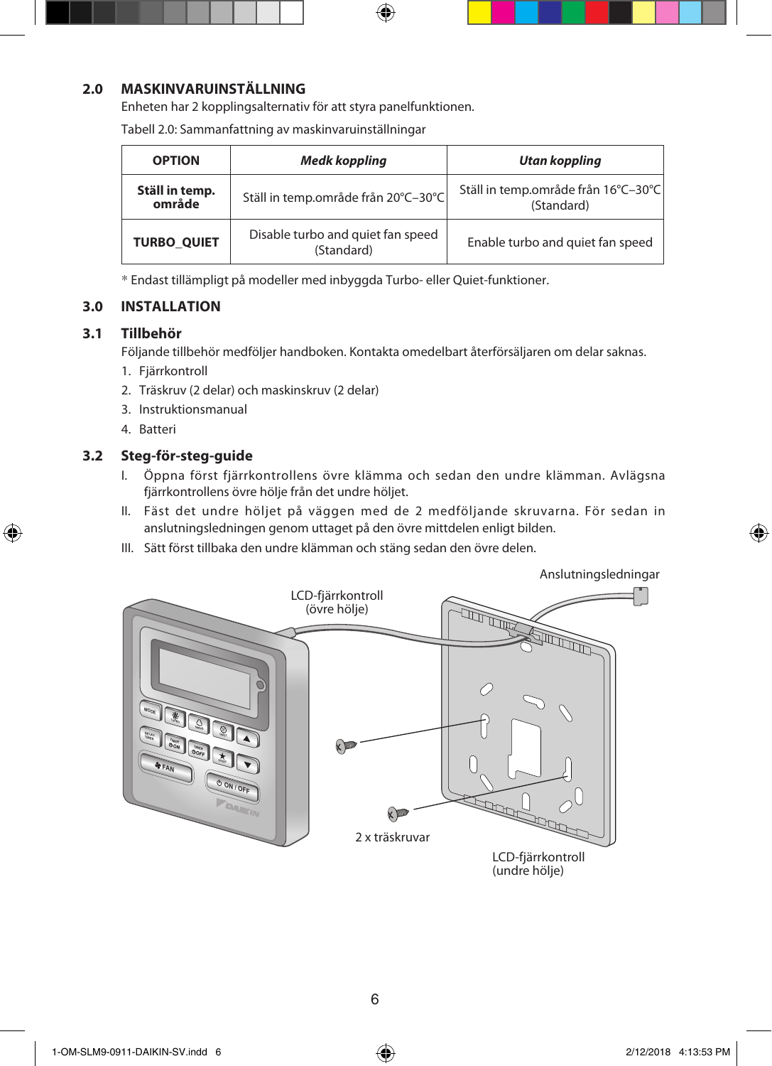## 2.0 MASKINVARUINSTÄLLNING

Enheten har 2 kopplingsalternativ för att styra panelfunktionen.

Tabell 2.0: Sammanfattning av maskinvaruinställningar

| OPTION | *Medk koppling* | *Utan koppling* |
|---|---|---|
| **Ställ in temp. område** | Ställ in temp.område från 20°C–30°C | Ställ in temp.område från 16°C–30°C (Standard) |
| **TURBO_QUIET** | Disable turbo and quiet fan speed (Standard) | Enable turbo and quiet fan speed |

* Endast tillämpligt på modeller med inbyggda Turbo- eller Quiet-funktioner.

## 3.0 INSTALLATION

### 3.1 Tillbehör

Följande tillbehör medföljer handboken. Kontakta omedelbart återförsäljaren om delar saknas.

1. Fjärrkontroll
2. Träskruv (2 delar) och maskinskruv (2 delar)
3. Instruktionsmanual
4. Batteri

### 3.2 Steg-för-steg-guide

I. Öppna först fjärrkontrollens övre klämma och sedan den undre klämman. Avlägsna fjärrkontrollens övre hölje från det undre höljet.

II. Fäst det undre höljet på väggen med de 2 medföljande skruvarna. För sedan in anslutningsledningen genom uttaget på den övre mittdelen enligt bilden.

III. Sätt först tillbaka den undre klämman och stäng sedan den övre delen.

Anslutningsledningar

LCD-fjärrkontroll (övre hölje)

2 x träskruvar

LCD-fjärrkontroll (undre hölje)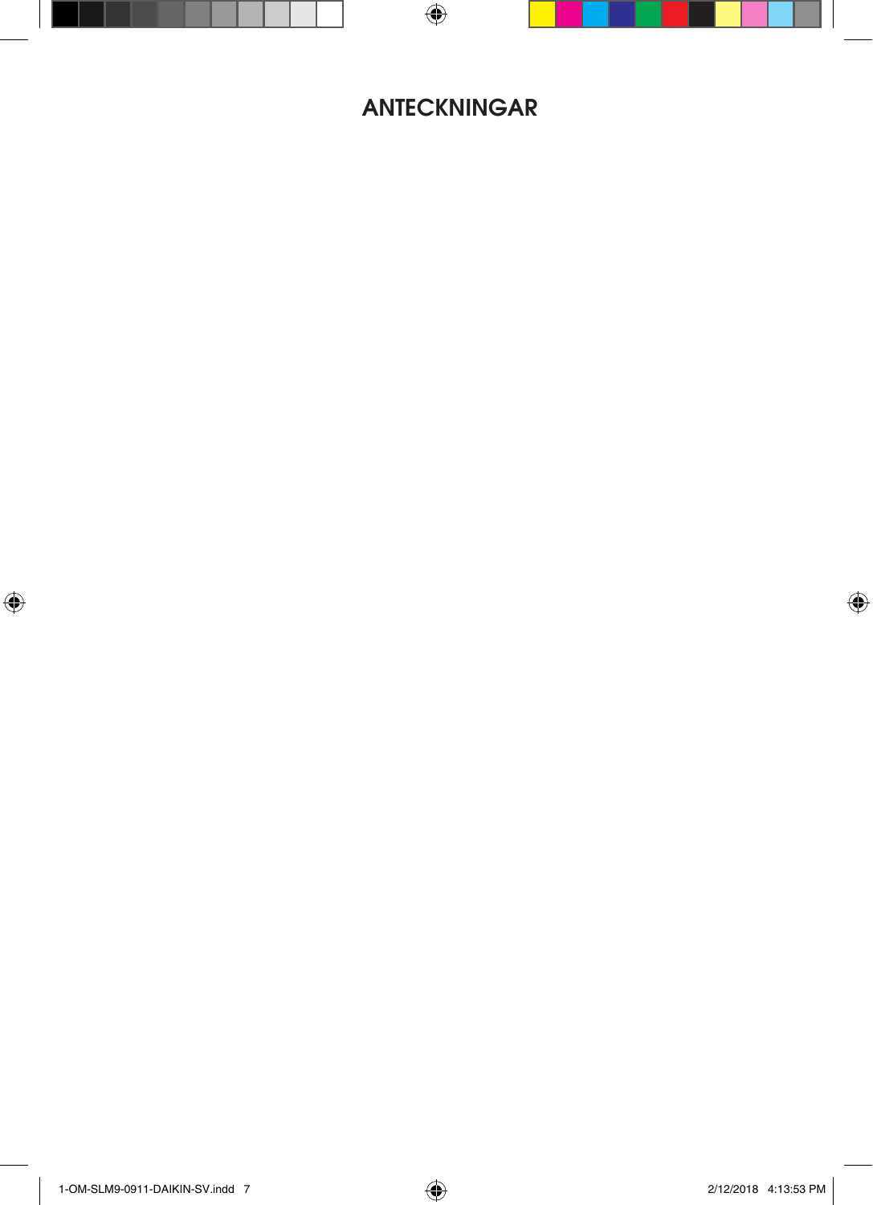# ANTECKNINGAR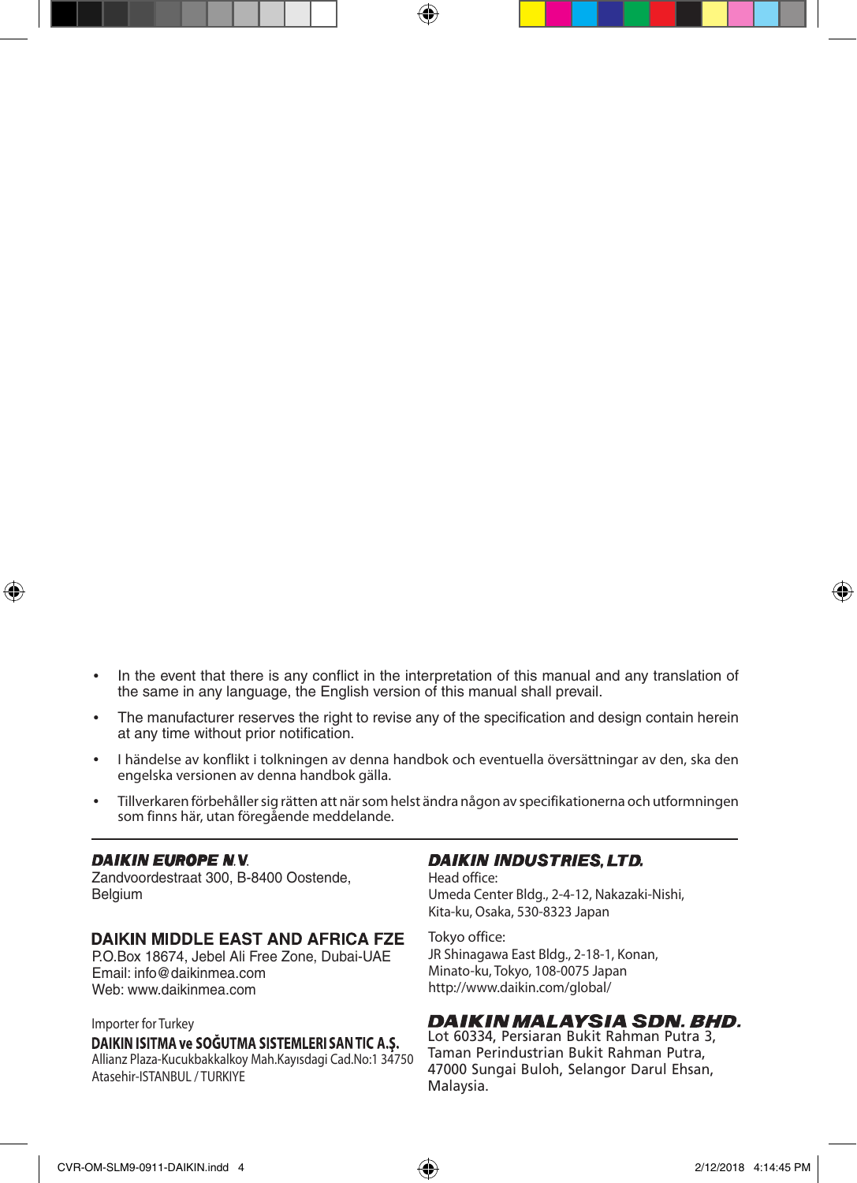- In the event that there is any conflict in the interpretation of this manual and any translation of the same in any language, the English version of this manual shall prevail.
- The manufacturer reserves the right to revise any of the specification and design contain herein at any time without prior notification.
- I händelse av konflikt i tolkningen av denna handbok och eventuella översättningar av den, ska den engelska versionen av denna handbok gälla.
- Tillverkaren förbehåller sig rätten att när som helst ändra någon av specifikationerna och utformningen som finns här, utan föregående meddelande.

---

**DAIKIN EUROPE N.V.**
Zandvoordestraat 300, B-8400 Oostende,
Belgium

**DAIKIN MIDDLE EAST AND AFRICA FZE**
P.O.Box 18674, Jebel Ali Free Zone, Dubai-UAE
Email: info@daikinmea.com
Web: www.daikinmea.com

Importer for Turkey
**DAIKIN ISITMA ve SOĞUTMA SISTEMLERI SAN TIC A.Ş.**
Allianz Plaza-Kucukbakkalkoy Mah.Kayısdagi Cad.No:1 34750
Atasehir-ISTANBUL / TURKIYE

**DAIKIN INDUSTRIES, LTD.**
Head office:
Umeda Center Bldg., 2-4-12, Nakazaki-Nishi,
Kita-ku, Osaka, 530-8323 Japan

Tokyo office:
JR Shinagawa East Bldg., 2-18-1, Konan,
Minato-ku, Tokyo, 108-0075 Japan
http://www.daikin.com/global/

**DAIKIN MALAYSIA SDN. BHD.**
Lot 60334, Persiaran Bukit Rahman Putra 3,
Taman Perindustrian Bukit Rahman Putra,
47000 Sungai Buloh, Selangor Darul Ehsan,
Malaysia.